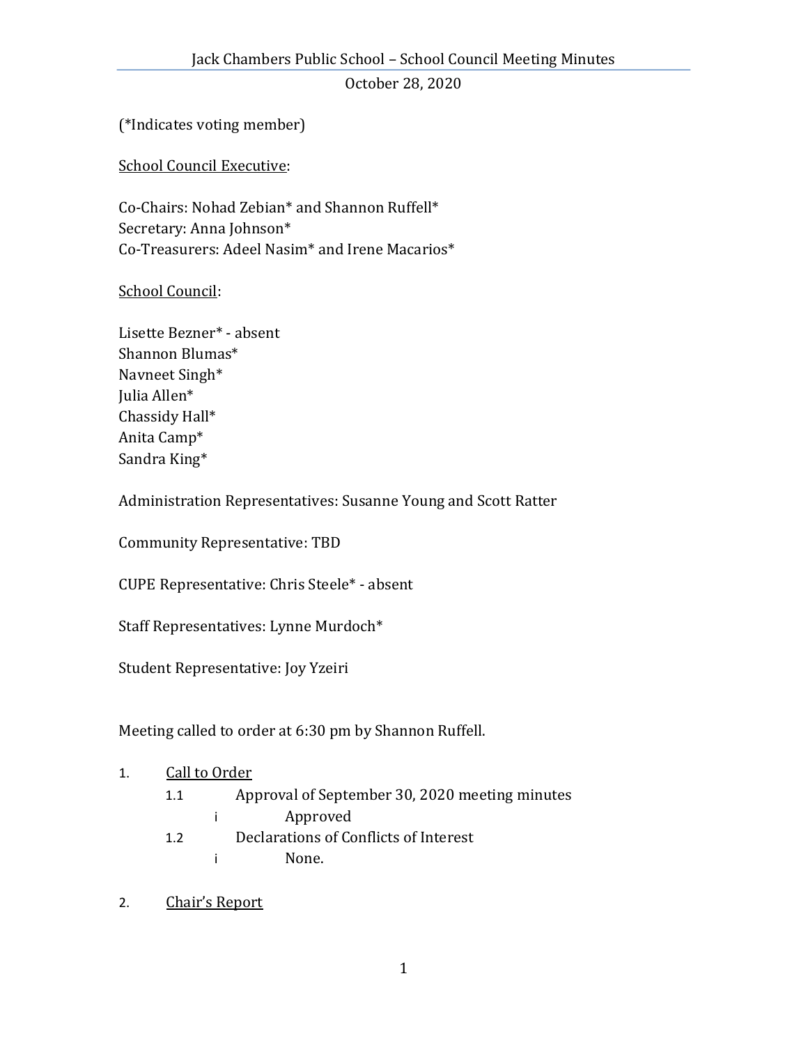# Jack Chambers Public School – School Council Meeting Minutes

October 28, 2020

(*Indicates voting member)

School Council Executive:

Co-Chairs: Nohad Zebian* and Shannon Ruffell*
Secretary: Anna Johnson*
Co-Treasurers: Adeel Nasim* and Irene Macarios*

School Council:

Lisette Bezner* - absent
Shannon Blumas*
Navneet Singh*
Julia Allen*
Chassidy Hall*
Anita Camp*
Sandra King*

Administration Representatives: Susanne Young and Scott Ratter

Community Representative: TBD

CUPE Representative: Chris Steele* - absent

Staff Representatives: Lynne Murdoch*

Student Representative: Joy Yzeiri

Meeting called to order at 6:30 pm by Shannon Ruffell.

1. Call to Order
   - 1.1 Approval of September 30, 2020 meeting minutes
     - i Approved
   - 1.2 Declarations of Conflicts of Interest
     - i None.

2. Chair's Report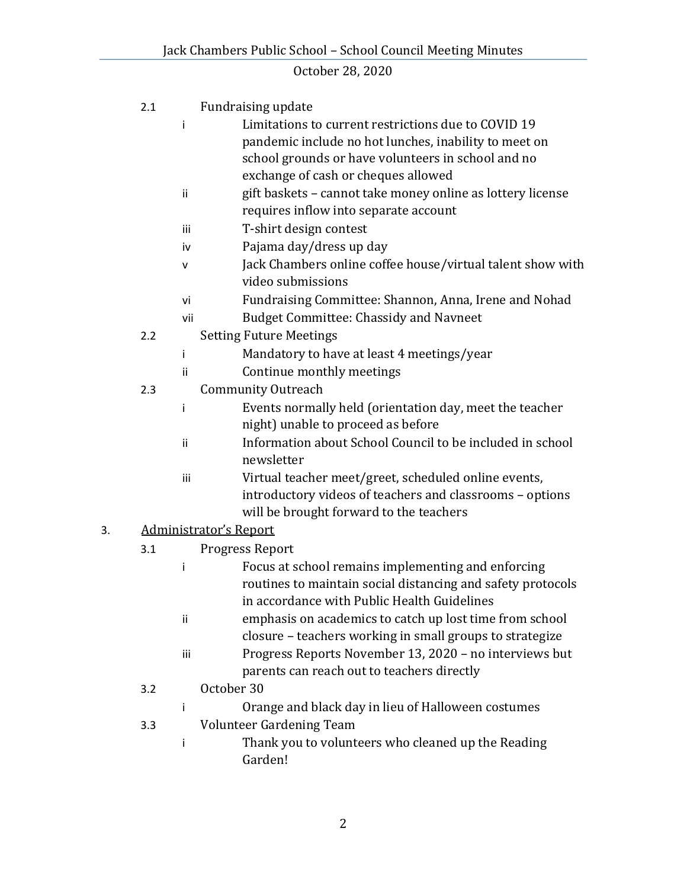2.1 Fundraising update

- i Limitations to current restrictions due to COVID 19 pandemic include no hot lunches, inability to meet on school grounds or have volunteers in school and no exchange of cash or cheques allowed
- ii gift baskets – cannot take money online as lottery license requires inflow into separate account
- iii T-shirt design contest
- iv Pajama day/dress up day
- v Jack Chambers online coffee house/virtual talent show with video submissions
- vi Fundraising Committee: Shannon, Anna, Irene and Nohad
- vii Budget Committee: Chassidy and Navneet

2.2 Setting Future Meetings

- i Mandatory to have at least 4 meetings/year
- ii Continue monthly meetings

2.3 Community Outreach

- i Events normally held (orientation day, meet the teacher night) unable to proceed as before
- ii Information about School Council to be included in school newsletter
- iii Virtual teacher meet/greet, scheduled online events, introductory videos of teachers and classrooms – options will be brought forward to the teachers

3. <u>Administrator's Report</u>

3.1 Progress Report

- i Focus at school remains implementing and enforcing routines to maintain social distancing and safety protocols in accordance with Public Health Guidelines
- ii emphasis on academics to catch up lost time from school closure – teachers working in small groups to strategize
- iii Progress Reports November 13, 2020 – no interviews but parents can reach out to teachers directly

3.2 October 30

- i Orange and black day in lieu of Halloween costumes

3.3 Volunteer Gardening Team

- i Thank you to volunteers who cleaned up the Reading Garden!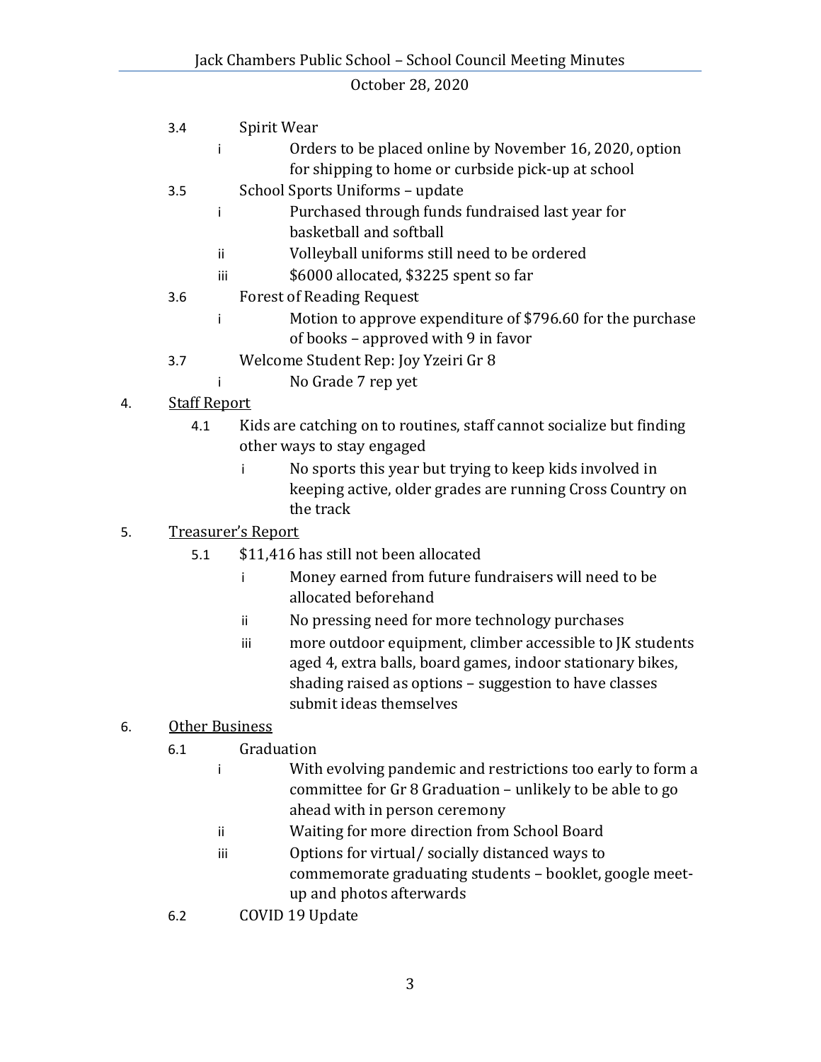- 3.4 Spirit Wear
  - i Orders to be placed online by November 16, 2020, option for shipping to home or curbside pick-up at school
- 3.5 School Sports Uniforms – update
  - i Purchased through funds fundraised last year for basketball and softball
  - ii Volleyball uniforms still need to be ordered
  - iii $6000 allocated, $3225 spent so far
- 3.6 Forest of Reading Request
  - i Motion to approve expenditure of $796.60 for the purchase of books – approved with 9 in favor
- 3.7 Welcome Student Rep: Joy Yzeiri Gr 8
  - i No Grade 7 rep yet

4. <u>Staff Report</u>
   - 4.1 Kids are catching on to routines, staff cannot socialize but finding other ways to stay engaged
     - i No sports this year but trying to keep kids involved in keeping active, older grades are running Cross Country on the track

5. <u>Treasurer's Report</u>
   - 5.1 $11,416 has still not been allocated
     - i Money earned from future fundraisers will need to be allocated beforehand
     - ii No pressing need for more technology purchases
     - iii more outdoor equipment, climber accessible to JK students aged 4, extra balls, board games, indoor stationary bikes, shading raised as options – suggestion to have classes submit ideas themselves

6. <u>Other Business</u>
   - 6.1 Graduation
     - i With evolving pandemic and restrictions too early to form a committee for Gr 8 Graduation – unlikely to be able to go ahead with in person ceremony
     - ii Waiting for more direction from School Board
     - iii Options for virtual/ socially distanced ways to commemorate graduating students – booklet, google meet-up and photos afterwards
   - 6.2 COVID 19 Update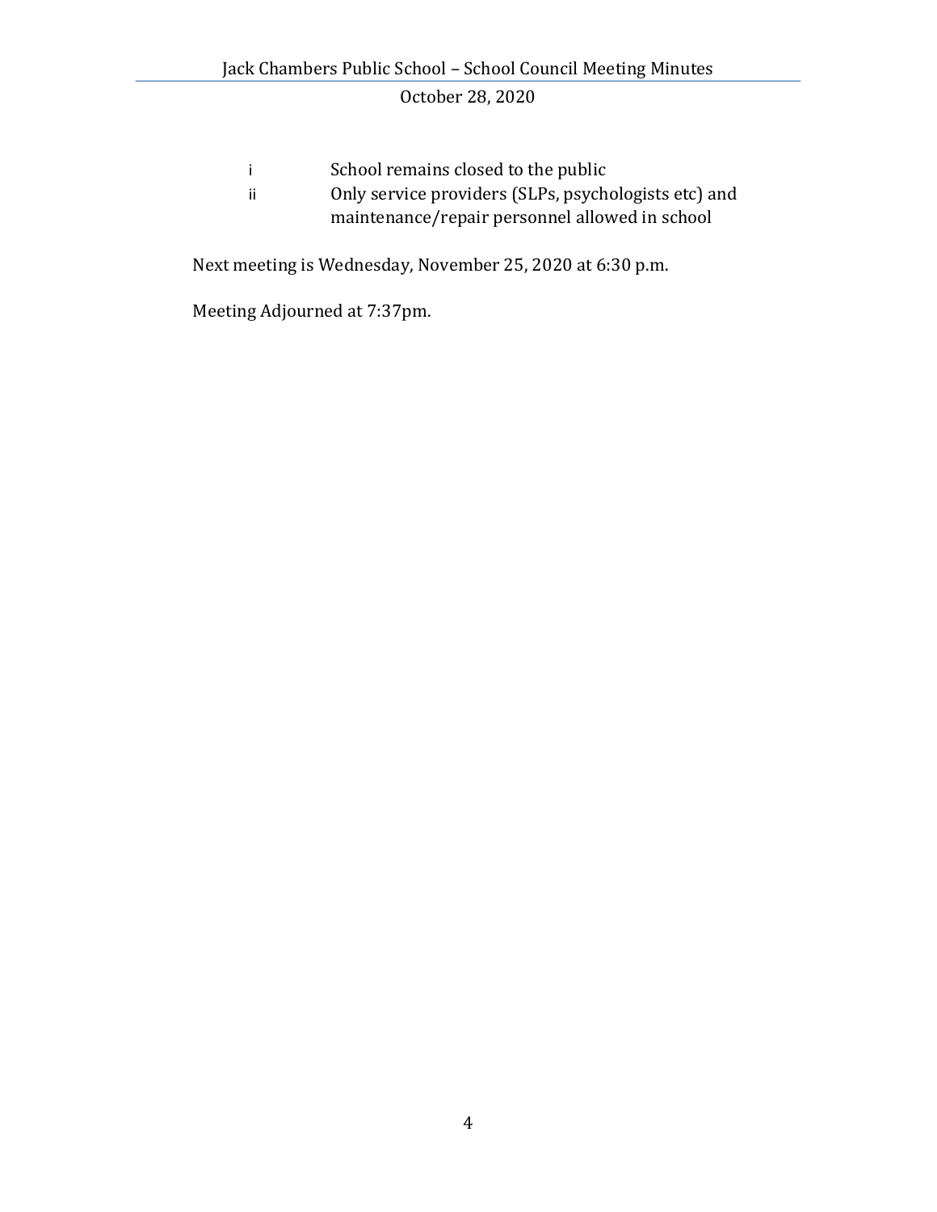i. School remains closed to the public
ii. Only service providers (SLPs, psychologists etc) and maintenance/repair personnel allowed in school

Next meeting is Wednesday, November 25, 2020 at 6:30 p.m.

Meeting Adjourned at 7:37pm.